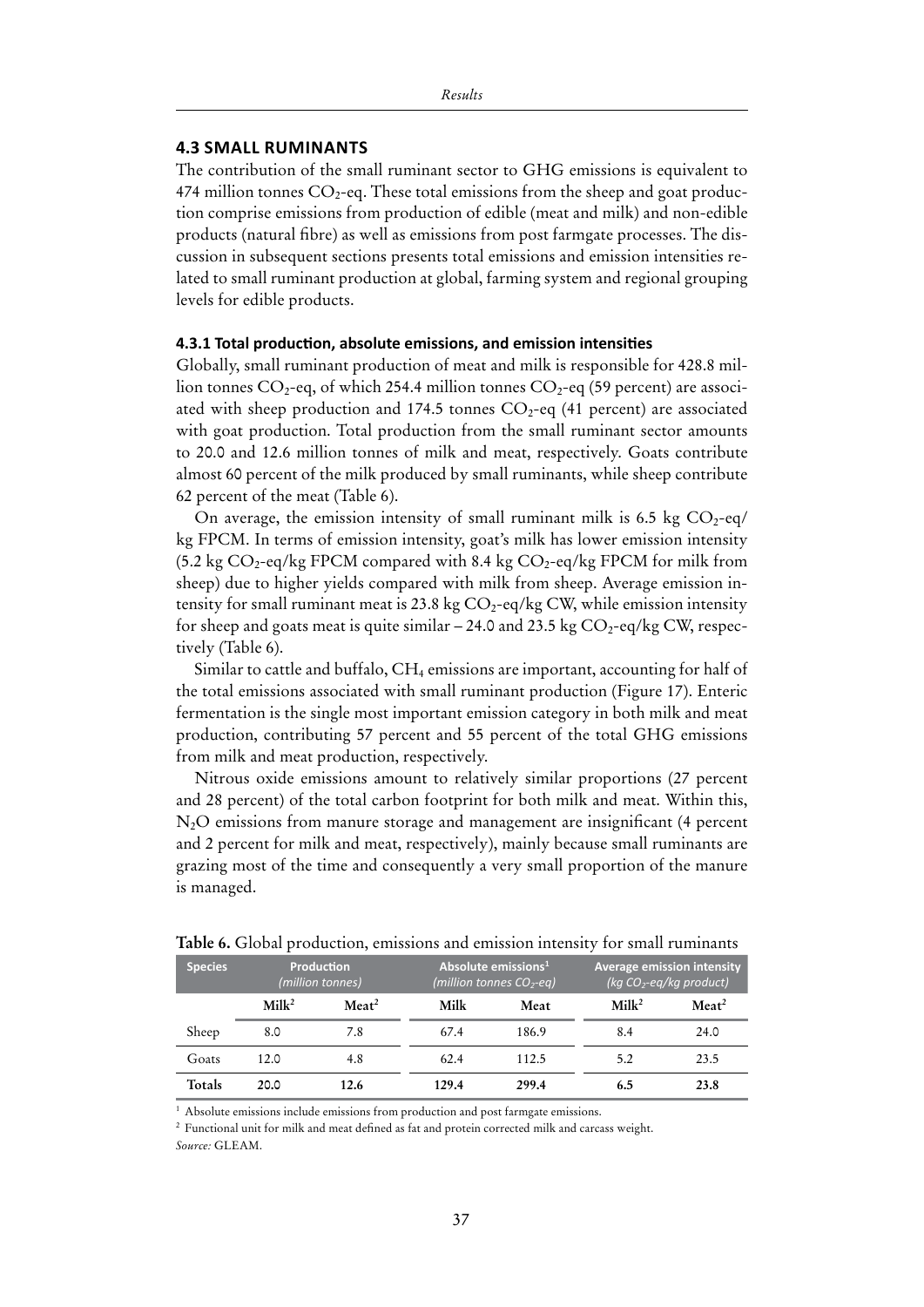## 4.3 SMALL RUMINANTS

The contribution of the small ruminant sector to GHG emissions is equivalent to 474 million tonnes $CO_2$-eq. These total emissions from the sheep and goat production comprise emissions from production of edible (meat and milk) and non-edible products (natural fibre) as well as emissions from post farmgate processes. The discussion in subsequent sections presents total emissions and emission intensities related to small ruminant production at global, farming system and regional grouping levels for edible products.

### 4.3.1 Total production, absolute emissions, and emission intensities

Globally, small ruminant production of meat and milk is responsible for 428.8 million tonnes $CO_2$-eq, of which 254.4 million tonnes $CO_2$-eq (59 percent) are associated with sheep production and 174.5 tonnes $CO_2$-eq (41 percent) are associated with goat production. Total production from the small ruminant sector amounts to 20.0 and 12.6 million tonnes of milk and meat, respectively. Goats contribute almost 60 percent of the milk produced by small ruminants, while sheep contribute 62 percent of the meat (Table 6).

On average, the emission intensity of small ruminant milk is 6.5 kg $CO_2$-eq/kg FPCM. In terms of emission intensity, goat's milk has lower emission intensity (5.2 kg $CO_2$-eq/kg FPCM compared with 8.4 kg $CO_2$-eq/kg FPCM for milk from sheep) due to higher yields compared with milk from sheep. Average emission intensity for small ruminant meat is 23.8 kg $CO_2$-eq/kg CW, while emission intensity for sheep and goats meat is quite similar – 24.0 and 23.5 kg $CO_2$-eq/kg CW, respectively (Table 6).

Similar to cattle and buffalo, $CH_4$ emissions are important, accounting for half of the total emissions associated with small ruminant production (Figure 17). Enteric fermentation is the single most important emission category in both milk and meat production, contributing 57 percent and 55 percent of the total GHG emissions from milk and meat production, respectively.

Nitrous oxide emissions amount to relatively similar proportions (27 percent and 28 percent) of the total carbon footprint for both milk and meat. Within this, $N_2O$ emissions from manure storage and management are insignificant (4 percent and 2 percent for milk and meat, respectively), mainly because small ruminants are grazing most of the time and consequently a very small proportion of the manure is managed.

**Table 6.** Global production, emissions and emission intensity for small ruminants

| Species | Production (million tonnes) | | Absolute emissions[1] (million tonnes $CO_2$-eq) | | Average emission intensity (kg $CO_2$-eq/kg product) | |
|---|---|---|---|---|---|---|
| | Milk[2] | Meat[2] | Milk | Meat | Milk[2] | Meat[2] |
| Sheep | 8.0 | 7.8 | 67.4 | 186.9 | 8.4 | 24.0 |
| Goats | 12.0 | 4.8 | 62.4 | 112.5 | 5.2 | 23.5 |
| **Totals** | **20.0** | **12.6** | **129.4** | **299.4** | **6.5** | **23.8** |

[1] Absolute emissions include emissions from production and post farmgate emissions.

[2] Functional unit for milk and meat defined as fat and protein corrected milk and carcass weight.

*Source:* GLEAM.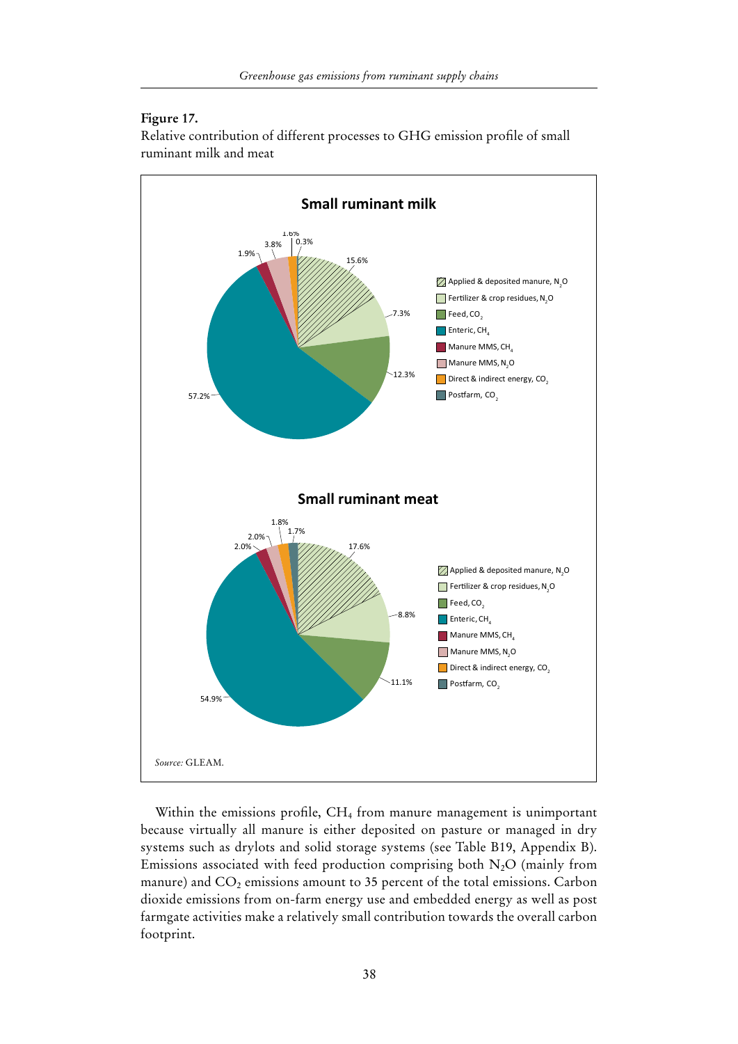**Figure 17.**
Relative contribution of different processes to GHG emission profile of small ruminant milk and meat

*Source:* GLEAM.

Within the emissions profile, $CH_4$ from manure management is unimportant because virtually all manure is either deposited on pasture or managed in dry systems such as drylots and solid storage systems (see Table B19, Appendix B). Emissions associated with feed production comprising both $N_2O$ (mainly from manure) and $CO_2$ emissions amount to 35 percent of the total emissions. Carbon dioxide emissions from on-farm energy use and embedded energy as well as post farmgate activities make a relatively small contribution towards the overall carbon footprint.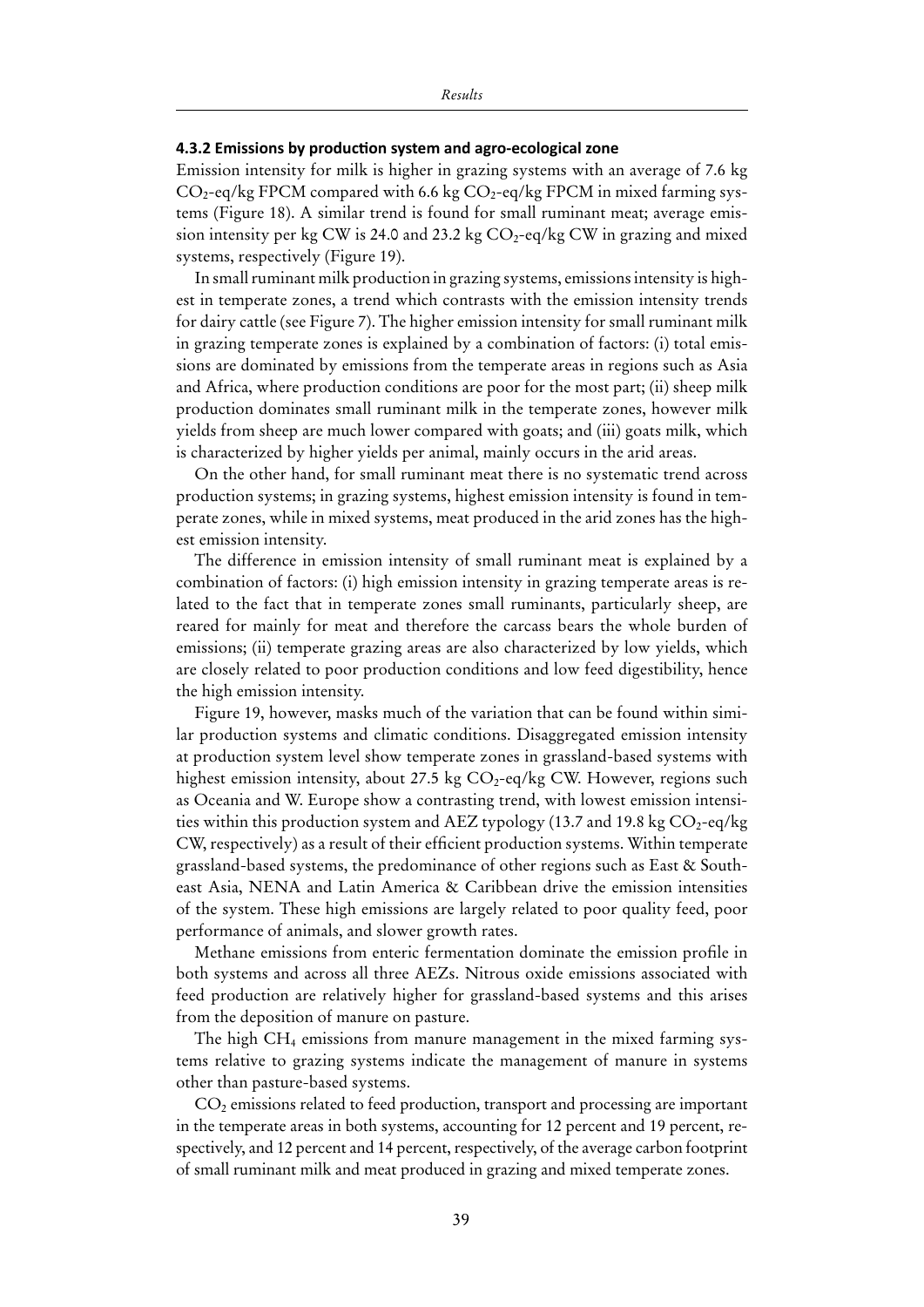#### 4.3.2 Emissions by production system and agro-ecological zone

Emission intensity for milk is higher in grazing systems with an average of 7.6 kg $CO_2$-eq/kg FPCM compared with 6.6 kg $CO_2$-eq/kg FPCM in mixed farming systems (Figure 18). A similar trend is found for small ruminant meat; average emission intensity per kg CW is 24.0 and 23.2 kg $CO_2$-eq/kg CW in grazing and mixed systems, respectively (Figure 19).

In small ruminant milk production in grazing systems, emissions intensity is highest in temperate zones, a trend which contrasts with the emission intensity trends for dairy cattle (see Figure 7). The higher emission intensity for small ruminant milk in grazing temperate zones is explained by a combination of factors: (i) total emissions are dominated by emissions from the temperate areas in regions such as Asia and Africa, where production conditions are poor for the most part; (ii) sheep milk production dominates small ruminant milk in the temperate zones, however milk yields from sheep are much lower compared with goats; and (iii) goats milk, which is characterized by higher yields per animal, mainly occurs in the arid areas.

On the other hand, for small ruminant meat there is no systematic trend across production systems; in grazing systems, highest emission intensity is found in temperate zones, while in mixed systems, meat produced in the arid zones has the highest emission intensity.

The difference in emission intensity of small ruminant meat is explained by a combination of factors: (i) high emission intensity in grazing temperate areas is related to the fact that in temperate zones small ruminants, particularly sheep, are reared for mainly for meat and therefore the carcass bears the whole burden of emissions; (ii) temperate grazing areas are also characterized by low yields, which are closely related to poor production conditions and low feed digestibility, hence the high emission intensity.

Figure 19, however, masks much of the variation that can be found within similar production systems and climatic conditions. Disaggregated emission intensity at production system level show temperate zones in grassland-based systems with highest emission intensity, about 27.5 kg $CO_2$-eq/kg CW. However, regions such as Oceania and W. Europe show a contrasting trend, with lowest emission intensities within this production system and AEZ typology (13.7 and 19.8 kg $CO_2$-eq/kg CW, respectively) as a result of their efficient production systems. Within temperate grassland-based systems, the predominance of other regions such as East & Southeast Asia, NENA and Latin America & Caribbean drive the emission intensities of the system. These high emissions are largely related to poor quality feed, poor performance of animals, and slower growth rates.

Methane emissions from enteric fermentation dominate the emission profile in both systems and across all three AEZs. Nitrous oxide emissions associated with feed production are relatively higher for grassland-based systems and this arises from the deposition of manure on pasture.

The high $CH_4$ emissions from manure management in the mixed farming systems relative to grazing systems indicate the management of manure in systems other than pasture-based systems.

$CO_2$ emissions related to feed production, transport and processing are important in the temperate areas in both systems, accounting for 12 percent and 19 percent, respectively, and 12 percent and 14 percent, respectively, of the average carbon footprint of small ruminant milk and meat produced in grazing and mixed temperate zones.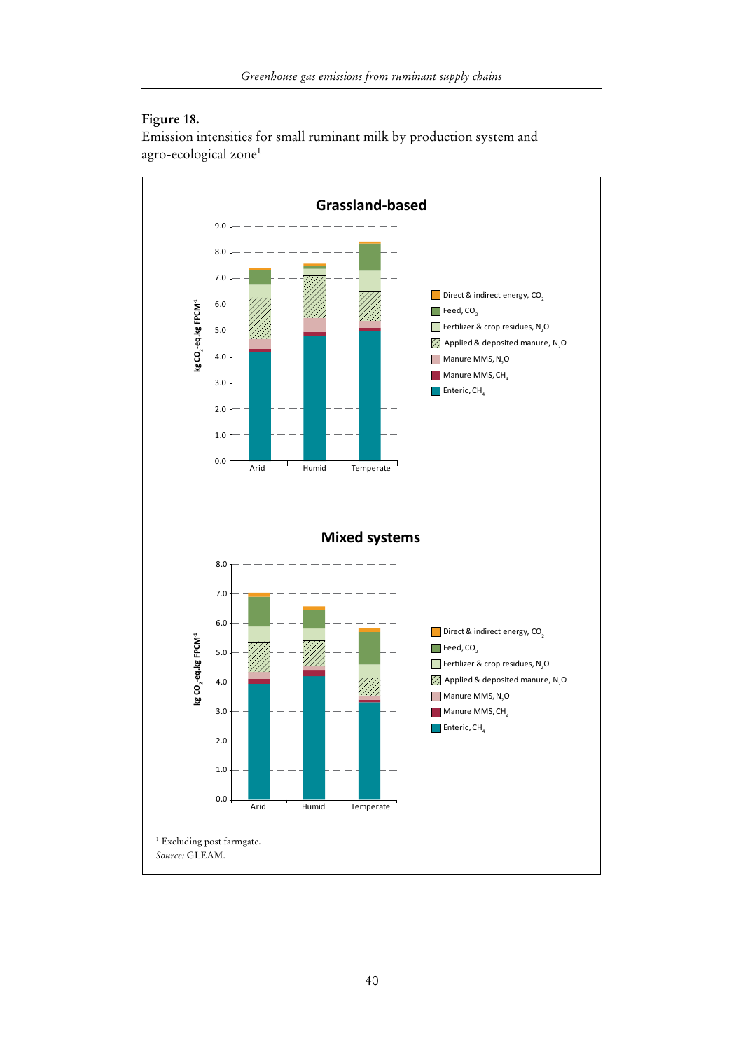**Figure 18.**
Emission intensities for small ruminant milk by production system and agro-ecological zone[1]

### Grassland-based

Direct & indirect energy, $CO_2$
Feed, $CO_2$
Fertilizer & crop residues, $N_2O$
Applied & deposited manure, $N_2O$
Manure MMS, $N_2O$
Manure MMS, $CH_4$
Enteric, $CH_4$

kg $CO_2$-eq.kg FPCM$^{-1}$

Arid | Humid | Temperate

### Mixed systems

Direct & indirect energy, $CO_2$
Feed, $CO_2$
Fertilizer & crop residues, $N_2O$
Applied & deposited manure, $N_2O$
Manure MMS, $N_2O$
Manure MMS, $CH_4$
Enteric, $CH_4$

kg $CO_2$-eq.kg FPCM$^{-1}$

Arid | Humid | Temperate

[1] Excluding post farmgate.
*Source:* GLEAM.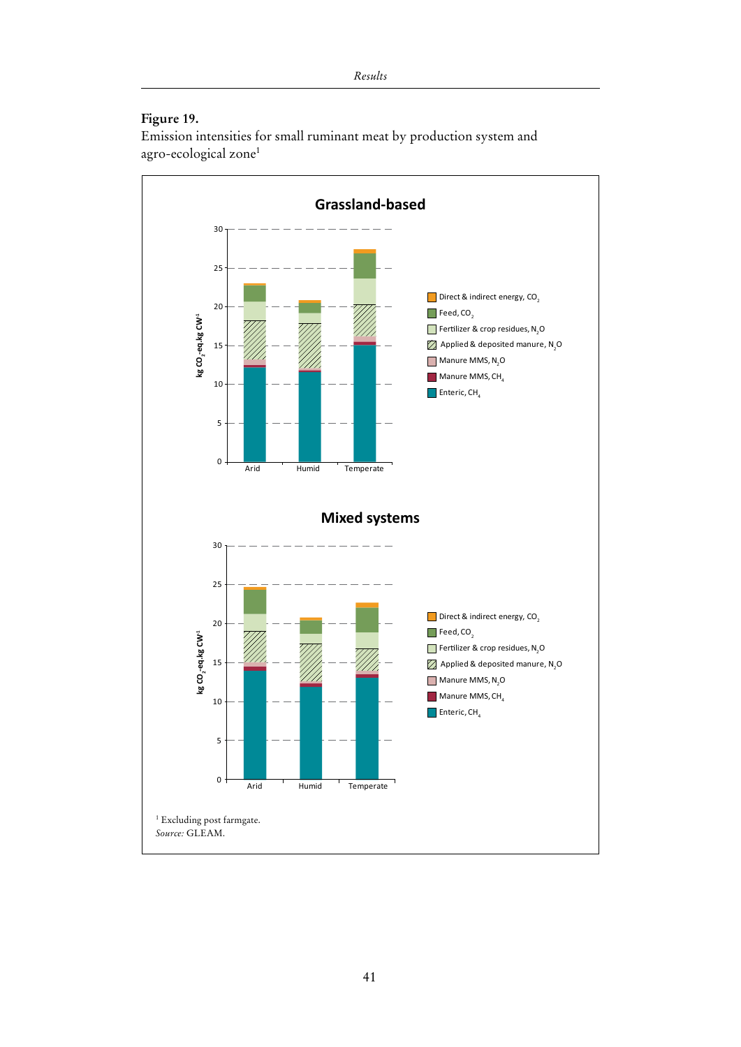**Figure 19.**
Emission intensities for small ruminant meat by production system and agro-ecological zone[1]

## Grassland-based

Y-axis: kg $CO_2$-eq.kg $CW^{-1}$ (0–30)

Categories: Arid, Humid, Temperate

Legend:
- Direct & indirect energy, $CO_2$
- Feed, $CO_2$
- Fertilizer & crop residues, $N_2O$
- Applied & deposited manure, $N_2O$
- Manure MMS, $N_2O$
- Manure MMS, $CH_4$
- Enteric, $CH_4$

## Mixed systems

Y-axis: kg $CO_2$-eq.kg $CW^{-1}$ (0–30)

Categories: Arid, Humid, Temperate

Legend:
- Direct & indirect energy, $CO_2$
- Feed, $CO_2$
- Fertilizer & crop residues, $N_2O$
- Applied & deposited manure, $N_2O$
- Manure MMS, $N_2O$
- Manure MMS, $CH_4$
- Enteric, $CH_4$

[1] Excluding post farmgate.

*Source:* GLEAM.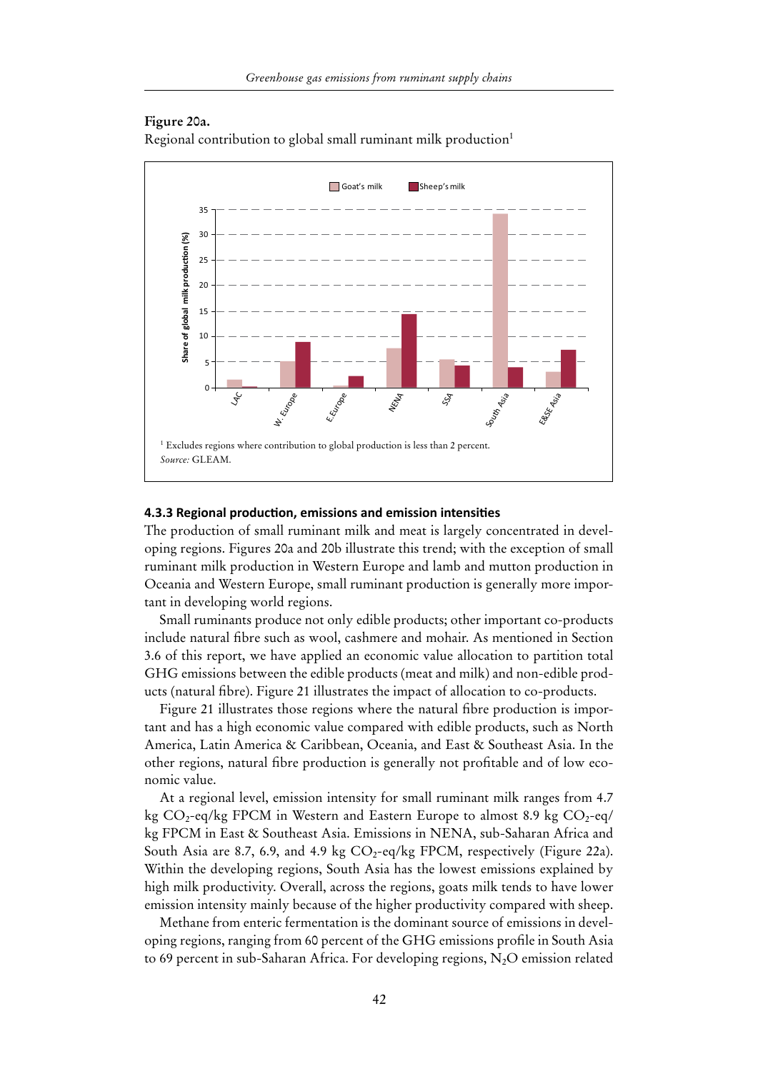**Figure 20a.**
Regional contribution to global small ruminant milk production[1]

[1] Excludes regions where contribution to global production is less than 2 percent.
*Source:* GLEAM.

### 4.3.3 Regional production, emissions and emission intensities

The production of small ruminant milk and meat is largely concentrated in developing regions. Figures 20a and 20b illustrate this trend; with the exception of small ruminant milk production in Western Europe and lamb and mutton production in Oceania and Western Europe, small ruminant production is generally more important in developing world regions.

Small ruminants produce not only edible products; other important co-products include natural fibre such as wool, cashmere and mohair. As mentioned in Section 3.6 of this report, we have applied an economic value allocation to partition total GHG emissions between the edible products (meat and milk) and non-edible products (natural fibre). Figure 21 illustrates the impact of allocation to co-products.

Figure 21 illustrates those regions where the natural fibre production is important and has a high economic value compared with edible products, such as North America, Latin America & Caribbean, Oceania, and East & Southeast Asia. In the other regions, natural fibre production is generally not profitable and of low economic value.

At a regional level, emission intensity for small ruminant milk ranges from 4.7 kg $CO_2$-eq/kg FPCM in Western and Eastern Europe to almost 8.9 kg $CO_2$-eq/kg FPCM in East & Southeast Asia. Emissions in NENA, sub-Saharan Africa and South Asia are 8.7, 6.9, and 4.9 kg $CO_2$-eq/kg FPCM, respectively (Figure 22a). Within the developing regions, South Asia has the lowest emissions explained by high milk productivity. Overall, across the regions, goats milk tends to have lower emission intensity mainly because of the higher productivity compared with sheep.

Methane from enteric fermentation is the dominant source of emissions in developing regions, ranging from 60 percent of the GHG emissions profile in South Asia to 69 percent in sub-Saharan Africa. For developing regions, $N_2O$ emission related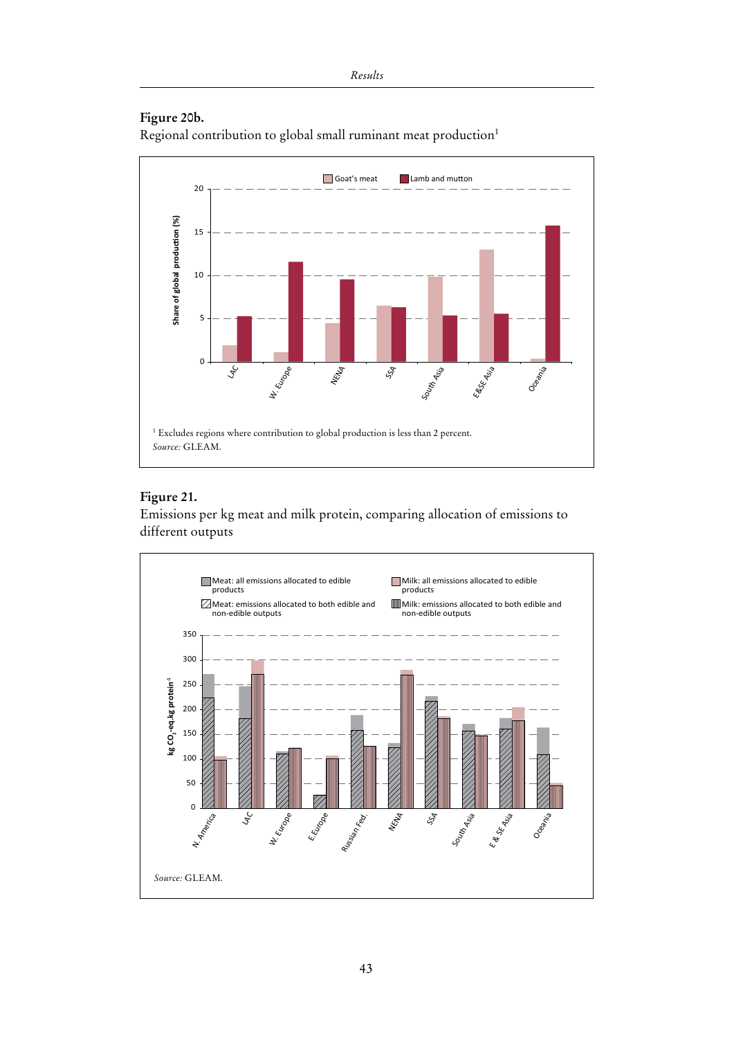**Figure 20b.**
Regional contribution to global small ruminant meat production[1]

[1] Excludes regions where contribution to global production is less than 2 percent.
*Source:* GLEAM.

**Figure 21.**
Emissions per kg meat and milk protein, comparing allocation of emissions to different outputs

*Source:* GLEAM.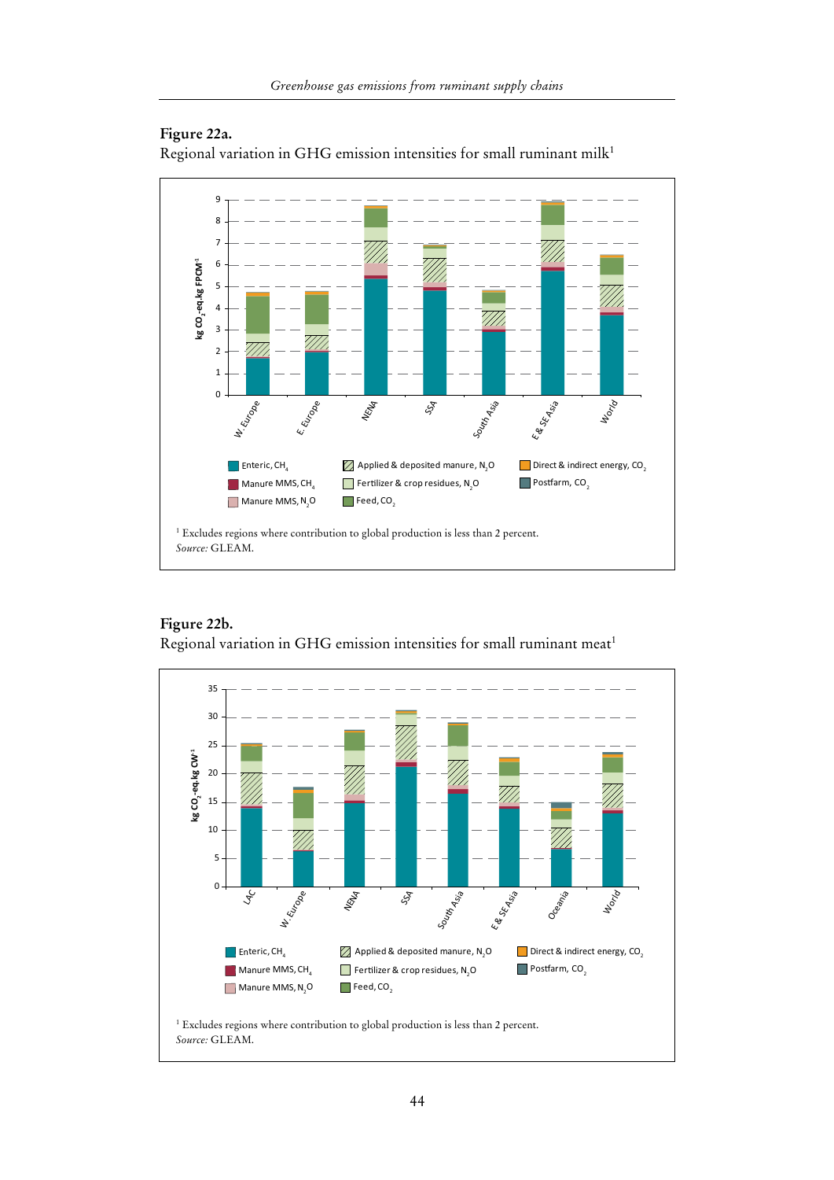**Figure 22a.**
Regional variation in GHG emission intensities for small ruminant milk[1]

[1] Excludes regions where contribution to global production is less than 2 percent.
*Source:* GLEAM.

**Figure 22b.**
Regional variation in GHG emission intensities for small ruminant meat[1]

[1] Excludes regions where contribution to global production is less than 2 percent.
*Source:* GLEAM.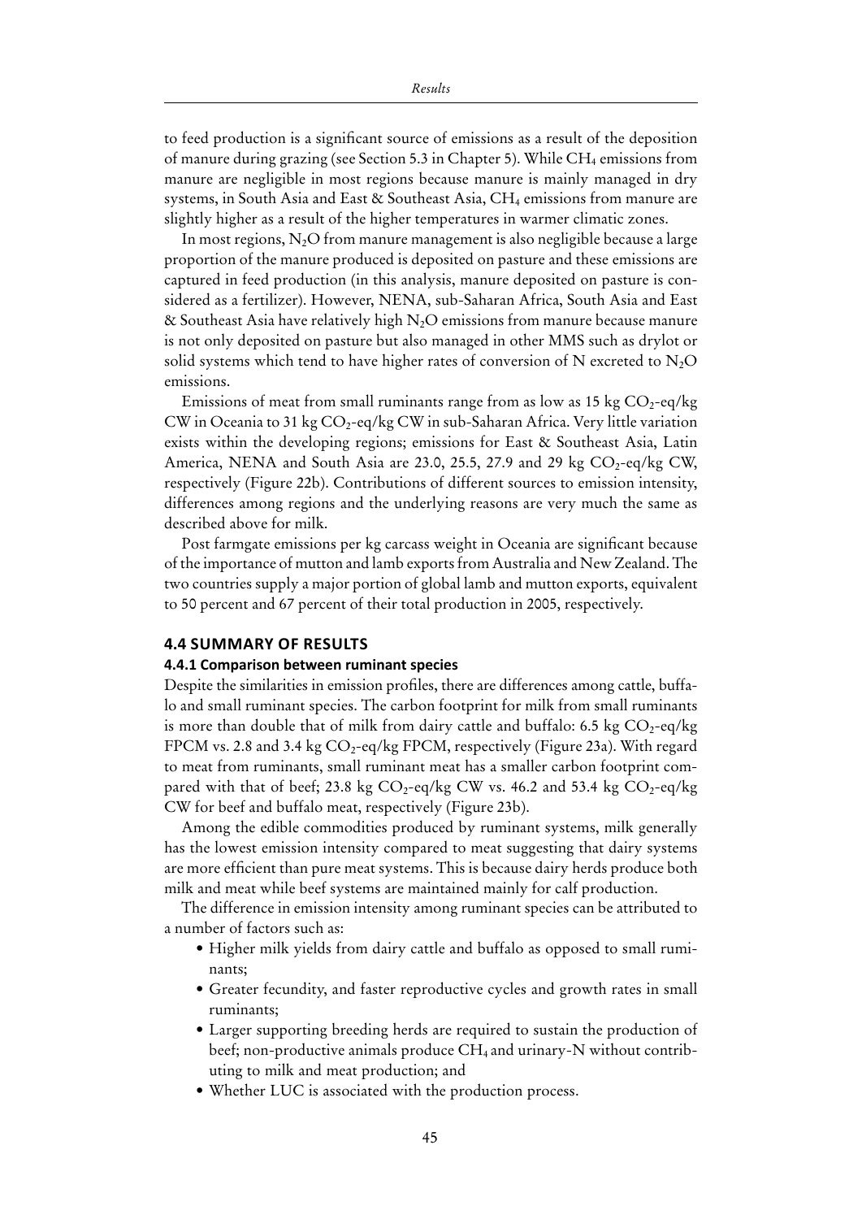to feed production is a significant source of emissions as a result of the deposition of manure during grazing (see Section 5.3 in Chapter 5). While $CH_4$ emissions from manure are negligible in most regions because manure is mainly managed in dry systems, in South Asia and East & Southeast Asia, $CH_4$ emissions from manure are slightly higher as a result of the higher temperatures in warmer climatic zones.

In most regions, $N_2O$ from manure management is also negligible because a large proportion of the manure produced is deposited on pasture and these emissions are captured in feed production (in this analysis, manure deposited on pasture is considered as a fertilizer). However, NENA, sub-Saharan Africa, South Asia and East & Southeast Asia have relatively high $N_2O$ emissions from manure because manure is not only deposited on pasture but also managed in other MMS such as drylot or solid systems which tend to have higher rates of conversion of N excreted to $N_2O$ emissions.

Emissions of meat from small ruminants range from as low as 15 kg $CO_2$-eq/kg CW in Oceania to 31 kg $CO_2$-eq/kg CW in sub-Saharan Africa. Very little variation exists within the developing regions; emissions for East & Southeast Asia, Latin America, NENA and South Asia are 23.0, 25.5, 27.9 and 29 kg $CO_2$-eq/kg CW, respectively (Figure 22b). Contributions of different sources to emission intensity, differences among regions and the underlying reasons are very much the same as described above for milk.

Post farmgate emissions per kg carcass weight in Oceania are significant because of the importance of mutton and lamb exports from Australia and New Zealand. The two countries supply a major portion of global lamb and mutton exports, equivalent to 50 percent and 67 percent of their total production in 2005, respectively.

## 4.4 SUMMARY OF RESULTS

### 4.4.1 Comparison between ruminant species

Despite the similarities in emission profiles, there are differences among cattle, buffalo and small ruminant species. The carbon footprint for milk from small ruminants is more than double that of milk from dairy cattle and buffalo: 6.5 kg $CO_2$-eq/kg FPCM vs. 2.8 and 3.4 kg $CO_2$-eq/kg FPCM, respectively (Figure 23a). With regard to meat from ruminants, small ruminant meat has a smaller carbon footprint compared with that of beef; 23.8 kg $CO_2$-eq/kg CW vs. 46.2 and 53.4 kg $CO_2$-eq/kg CW for beef and buffalo meat, respectively (Figure 23b).

Among the edible commodities produced by ruminant systems, milk generally has the lowest emission intensity compared to meat suggesting that dairy systems are more efficient than pure meat systems. This is because dairy herds produce both milk and meat while beef systems are maintained mainly for calf production.

The difference in emission intensity among ruminant species can be attributed to a number of factors such as:

- Higher milk yields from dairy cattle and buffalo as opposed to small ruminants;
- Greater fecundity, and faster reproductive cycles and growth rates in small ruminants;
- Larger supporting breeding herds are required to sustain the production of beef; non-productive animals produce $CH_4$ and urinary-N without contributing to milk and meat production; and
- Whether LUC is associated with the production process.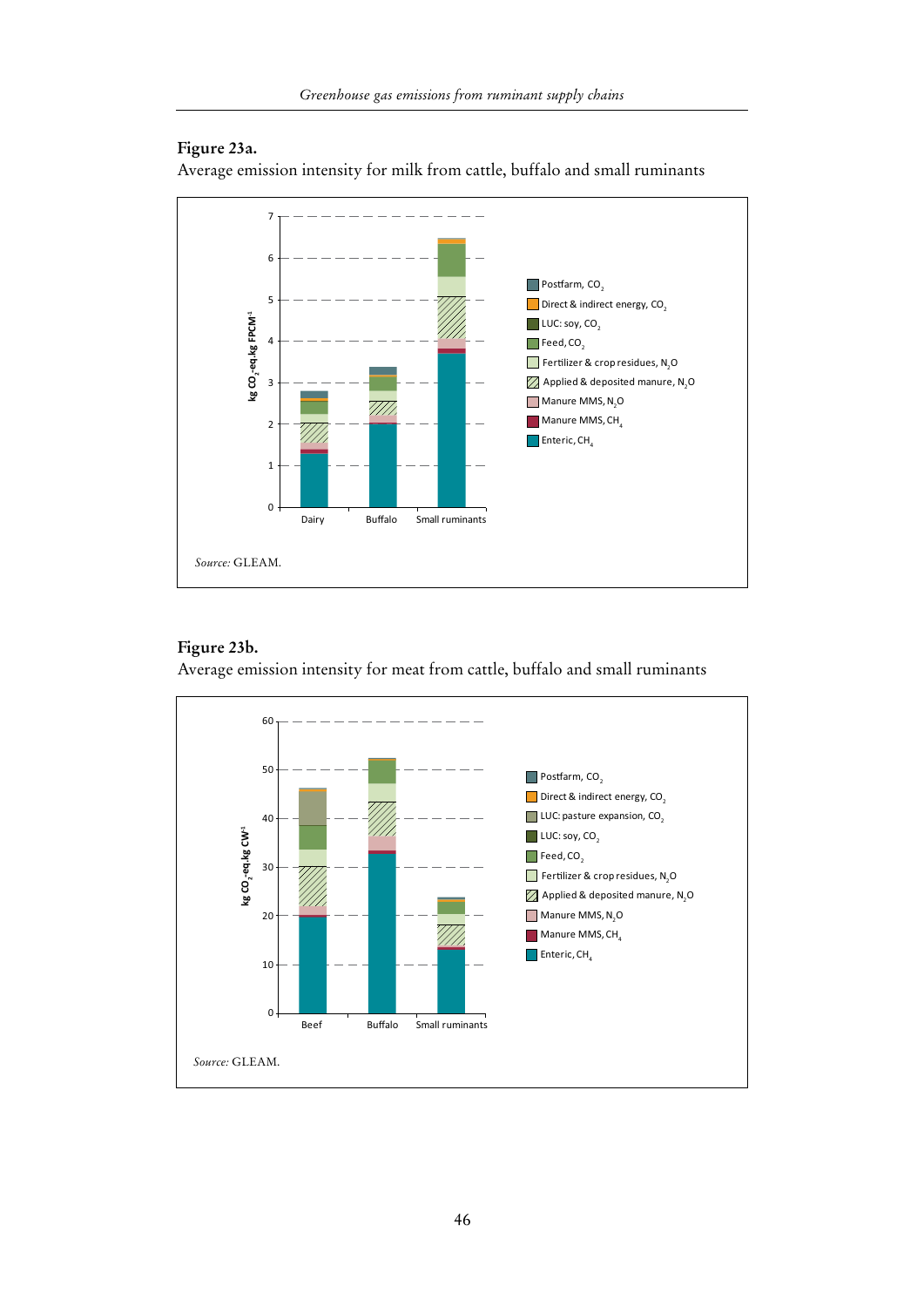**Figure 23a.**
Average emission intensity for milk from cattle, buffalo and small ruminants

*Source:* GLEAM.

**Figure 23b.**
Average emission intensity for meat from cattle, buffalo and small ruminants

*Source:* GLEAM.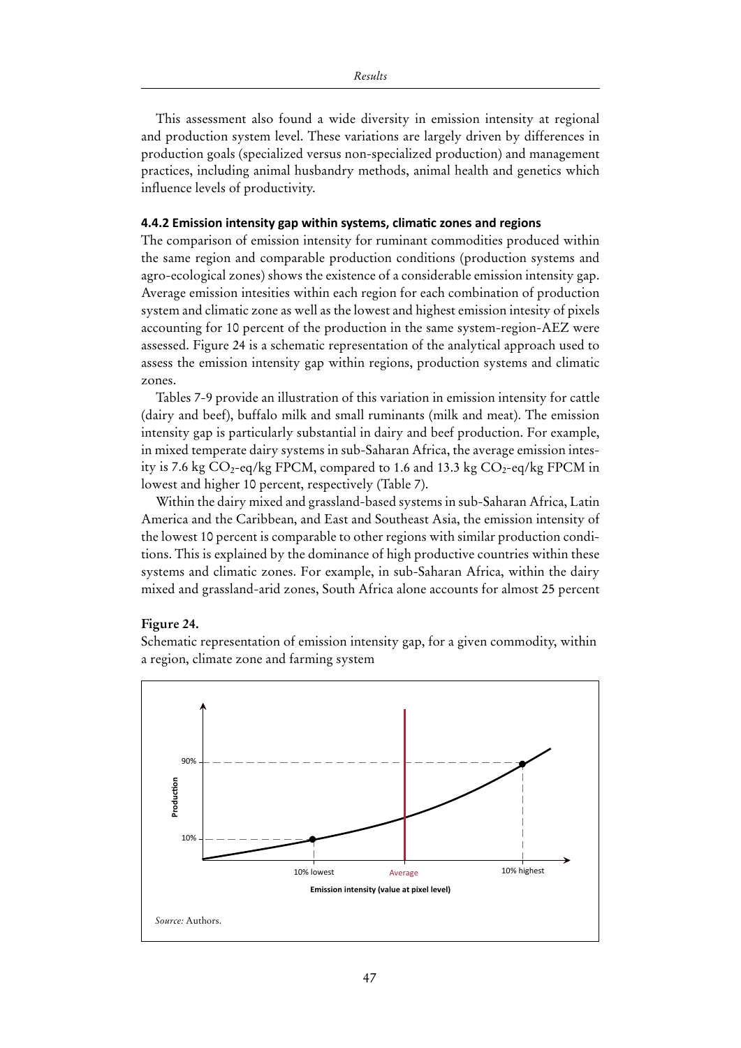This assessment also found a wide diversity in emission intensity at regional and production system level. These variations are largely driven by differences in production goals (specialized versus non-specialized production) and management practices, including animal husbandry methods, animal health and genetics which influence levels of productivity.

### 4.4.2 Emission intensity gap within systems, climatic zones and regions

The comparison of emission intensity for ruminant commodities produced within the same region and comparable production conditions (production systems and agro-ecological zones) shows the existence of a considerable emission intensity gap. Average emission intesities within each region for each combination of production system and climatic zone as well as the lowest and highest emission intesity of pixels accounting for 10 percent of the production in the same system-region-AEZ were assessed. Figure 24 is a schematic representation of the analytical approach used to assess the emission intensity gap within regions, production systems and climatic zones.

Tables 7-9 provide an illustration of this variation in emission intensity for cattle (dairy and beef), buffalo milk and small ruminants (milk and meat). The emission intensity gap is particularly substantial in dairy and beef production. For example, in mixed temperate dairy systems in sub-Saharan Africa, the average emission intesity is 7.6 kg $CO_2$-eq/kg FPCM, compared to 1.6 and 13.3 kg $CO_2$-eq/kg FPCM in lowest and higher 10 percent, respectively (Table 7).

Within the dairy mixed and grassland-based systems in sub-Saharan Africa, Latin America and the Caribbean, and East and Southeast Asia, the emission intensity of the lowest 10 percent is comparable to other regions with similar production conditions. This is explained by the dominance of high productive countries within these systems and climatic zones. For example, in sub-Saharan Africa, within the dairy mixed and grassland-arid zones, South Africa alone accounts for almost 25 percent

**Figure 24.**

Schematic representation of emission intensity gap, for a given commodity, within a region, climate zone and farming system

*Source:* Authors.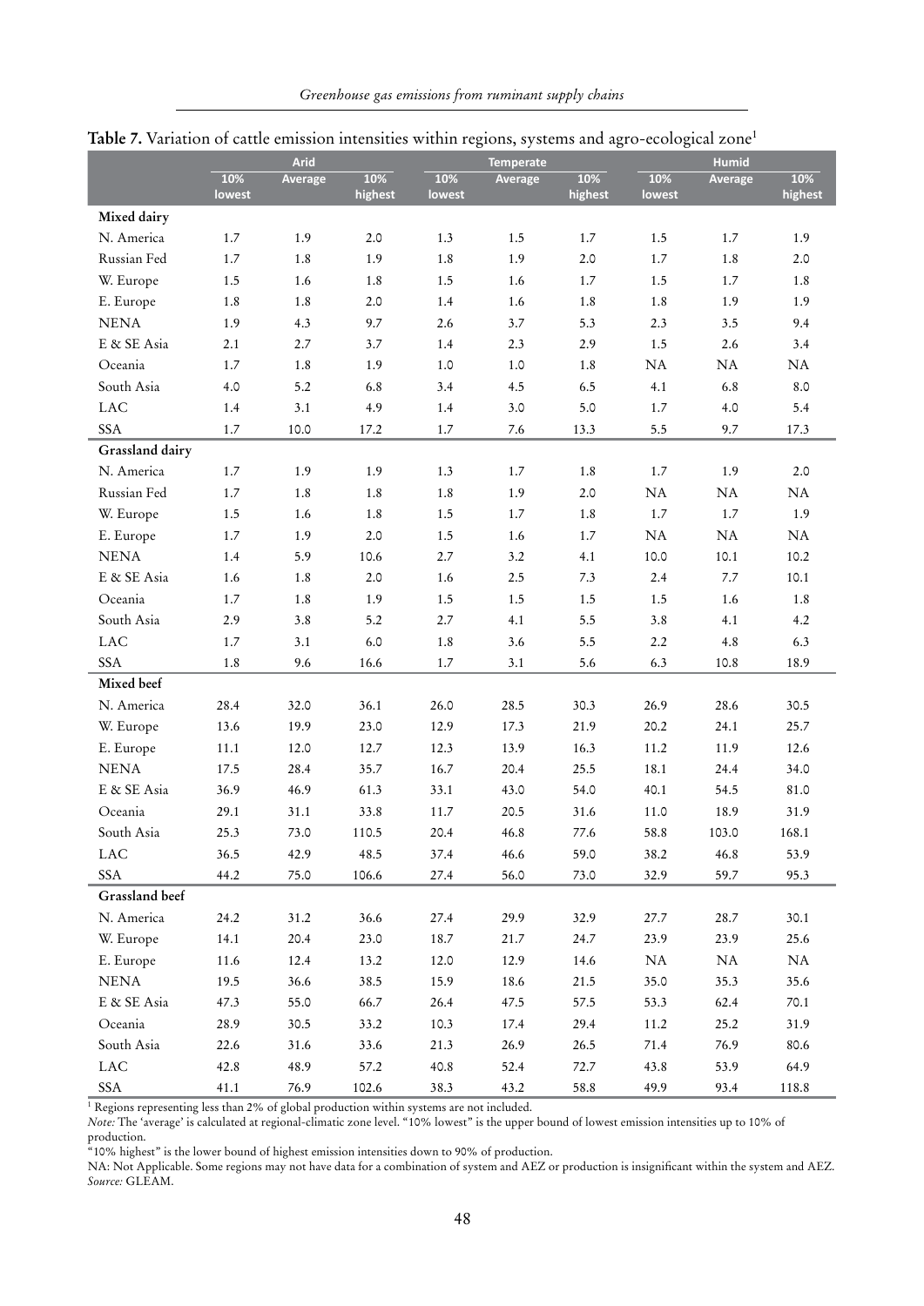**Table 7.** Variation of cattle emission intensities within regions, systems and agro-ecological zone[1]

| | Arid | | | Temperate | | | Humid | | |
|---|---|---|---|---|---|---|---|---|---|
| | 10% lowest | Average | 10% highest | 10% lowest | Average | 10% highest | 10% lowest | Average | 10% highest |
| **Mixed dairy** | | | | | | | | | |
| N. America | 1.7 | 1.9 | 2.0 | 1.3 | 1.5 | 1.7 | 1.5 | 1.7 | 1.9 |
| Russian Fed | 1.7 | 1.8 | 1.9 | 1.8 | 1.9 | 2.0 | 1.7 | 1.8 | 2.0 |
| W. Europe | 1.5 | 1.6 | 1.8 | 1.5 | 1.6 | 1.7 | 1.5 | 1.7 | 1.8 |
| E. Europe | 1.8 | 1.8 | 2.0 | 1.4 | 1.6 | 1.8 | 1.8 | 1.9 | 1.9 |
| NENA | 1.9 | 4.3 | 9.7 | 2.6 | 3.7 | 5.3 | 2.3 | 3.5 | 9.4 |
| E & SE Asia | 2.1 | 2.7 | 3.7 | 1.4 | 2.3 | 2.9 | 1.5 | 2.6 | 3.4 |
| Oceania | 1.7 | 1.8 | 1.9 | 1.0 | 1.0 | 1.8 | NA | NA | NA |
| South Asia | 4.0 | 5.2 | 6.8 | 3.4 | 4.5 | 6.5 | 4.1 | 6.8 | 8.0 |
| LAC | 1.4 | 3.1 | 4.9 | 1.4 | 3.0 | 5.0 | 1.7 | 4.0 | 5.4 |
| SSA | 1.7 | 10.0 | 17.2 | 1.7 | 7.6 | 13.3 | 5.5 | 9.7 | 17.3 |
| **Grassland dairy** | | | | | | | | | |
| N. America | 1.7 | 1.9 | 1.9 | 1.3 | 1.7 | 1.8 | 1.7 | 1.9 | 2.0 |
| Russian Fed | 1.7 | 1.8 | 1.8 | 1.8 | 1.9 | 2.0 | NA | NA | NA |
| W. Europe | 1.5 | 1.6 | 1.8 | 1.5 | 1.7 | 1.8 | 1.7 | 1.7 | 1.9 |
| E. Europe | 1.7 | 1.9 | 2.0 | 1.5 | 1.6 | 1.7 | NA | NA | NA |
| NENA | 1.4 | 5.9 | 10.6 | 2.7 | 3.2 | 4.1 | 10.0 | 10.1 | 10.2 |
| E & SE Asia | 1.6 | 1.8 | 2.0 | 1.6 | 2.5 | 7.3 | 2.4 | 7.7 | 10.1 |
| Oceania | 1.7 | 1.8 | 1.9 | 1.5 | 1.5 | 1.5 | 1.5 | 1.6 | 1.8 |
| South Asia | 2.9 | 3.8 | 5.2 | 2.7 | 4.1 | 5.5 | 3.8 | 4.1 | 4.2 |
| LAC | 1.7 | 3.1 | 6.0 | 1.8 | 3.6 | 5.5 | 2.2 | 4.8 | 6.3 |
| SSA | 1.8 | 9.6 | 16.6 | 1.7 | 3.1 | 5.6 | 6.3 | 10.8 | 18.9 |
| **Mixed beef** | | | | | | | | | |
| N. America | 28.4 | 32.0 | 36.1 | 26.0 | 28.5 | 30.3 | 26.9 | 28.6 | 30.5 |
| W. Europe | 13.6 | 19.9 | 23.0 | 12.9 | 17.3 | 21.9 | 20.2 | 24.1 | 25.7 |
| E. Europe | 11.1 | 12.0 | 12.7 | 12.3 | 13.9 | 16.3 | 11.2 | 11.9 | 12.6 |
| NENA | 17.5 | 28.4 | 35.7 | 16.7 | 20.4 | 25.5 | 18.1 | 24.4 | 34.0 |
| E & SE Asia | 36.9 | 46.9 | 61.3 | 33.1 | 43.0 | 54.0 | 40.1 | 54.5 | 81.0 |
| Oceania | 29.1 | 31.1 | 33.8 | 11.7 | 20.5 | 31.6 | 11.0 | 18.9 | 31.9 |
| South Asia | 25.3 | 73.0 | 110.5 | 20.4 | 46.8 | 77.6 | 58.8 | 103.0 | 168.1 |
| LAC | 36.5 | 42.9 | 48.5 | 37.4 | 46.6 | 59.0 | 38.2 | 46.8 | 53.9 |
| SSA | 44.2 | 75.0 | 106.6 | 27.4 | 56.0 | 73.0 | 32.9 | 59.7 | 95.3 |
| **Grassland beef** | | | | | | | | | |
| N. America | 24.2 | 31.2 | 36.6 | 27.4 | 29.9 | 32.9 | 27.7 | 28.7 | 30.1 |
| W. Europe | 14.1 | 20.4 | 23.0 | 18.7 | 21.7 | 24.7 | 23.9 | 23.9 | 25.6 |
| E. Europe | 11.6 | 12.4 | 13.2 | 12.0 | 12.9 | 14.6 | NA | NA | NA |
| NENA | 19.5 | 36.6 | 38.5 | 15.9 | 18.6 | 21.5 | 35.0 | 35.3 | 35.6 |
| E & SE Asia | 47.3 | 55.0 | 66.7 | 26.4 | 47.5 | 57.5 | 53.3 | 62.4 | 70.1 |
| Oceania | 28.9 | 30.5 | 33.2 | 10.3 | 17.4 | 29.4 | 11.2 | 25.2 | 31.9 |
| South Asia | 22.6 | 31.6 | 33.6 | 21.3 | 26.9 | 26.5 | 71.4 | 76.9 | 80.6 |
| LAC | 42.8 | 48.9 | 57.2 | 40.8 | 52.4 | 72.7 | 43.8 | 53.9 | 64.9 |
| SSA | 41.1 | 76.9 | 102.6 | 38.3 | 43.2 | 58.8 | 49.9 | 93.4 | 118.8 |

[1] Regions representing less than 2% of global production within systems are not included.

*Note:* The 'average' is calculated at regional-climatic zone level. "10% lowest" is the upper bound of lowest emission intensities up to 10% of production.

"10% highest" is the lower bound of highest emission intensities down to 90% of production.

NA: Not Applicable. Some regions may not have data for a combination of system and AEZ or production is insignificant within the system and AEZ.

*Source:* GLEAM.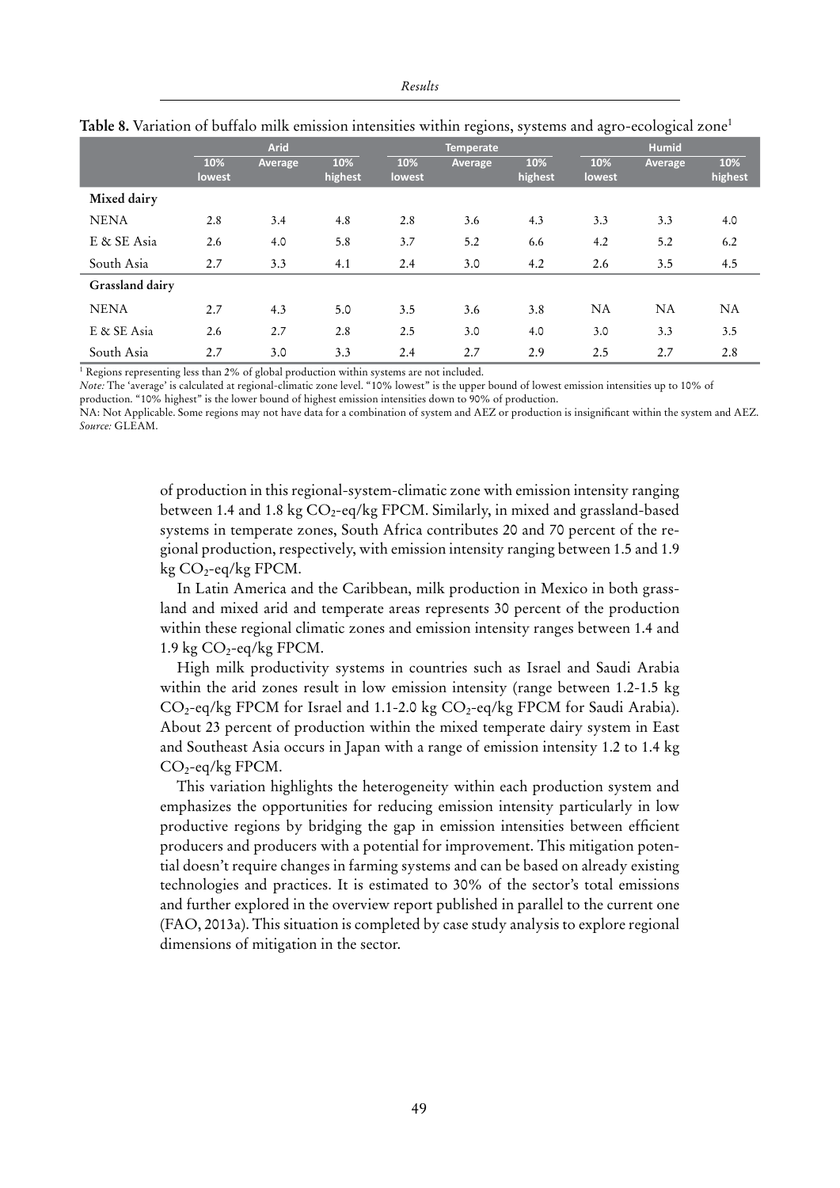**Table 8.** Variation of buffalo milk emission intensities within regions, systems and agro-ecological zone[1]

| | Arid | | | Temperate | | | Humid | | |
|---|---|---|---|---|---|---|---|---|---|
| | 10% lowest | Average | 10% highest | 10% lowest | Average | 10% highest | 10% lowest | Average | 10% highest |
| **Mixed dairy** | | | | | | | | | |
| NENA | 2.8 | 3.4 | 4.8 | 2.8 | 3.6 | 4.3 | 3.3 | 3.3 | 4.0 |
| E & SE Asia | 2.6 | 4.0 | 5.8 | 3.7 | 5.2 | 6.6 | 4.2 | 5.2 | 6.2 |
| South Asia | 2.7 | 3.3 | 4.1 | 2.4 | 3.0 | 4.2 | 2.6 | 3.5 | 4.5 |
| **Grassland dairy** | | | | | | | | | |
| NENA | 2.7 | 4.3 | 5.0 | 3.5 | 3.6 | 3.8 | NA | NA | NA |
| E & SE Asia | 2.6 | 2.7 | 2.8 | 2.5 | 3.0 | 4.0 | 3.0 | 3.3 | 3.5 |
| South Asia | 2.7 | 3.0 | 3.3 | 2.4 | 2.7 | 2.9 | 2.5 | 2.7 | 2.8 |

[1] Regions representing less than 2% of global production within systems are not included.

*Note:* The 'average' is calculated at regional-climatic zone level. "10% lowest" is the upper bound of lowest emission intensities up to 10% of production. "10% highest" is the lower bound of highest emission intensities down to 90% of production.

NA: Not Applicable. Some regions may not have data for a combination of system and AEZ or production is insignificant within the system and AEZ.

*Source:* GLEAM.

of production in this regional-system-climatic zone with emission intensity ranging between 1.4 and 1.8 kg $CO_2$-eq/kg FPCM. Similarly, in mixed and grassland-based systems in temperate zones, South Africa contributes 20 and 70 percent of the regional production, respectively, with emission intensity ranging between 1.5 and 1.9 kg $CO_2$-eq/kg FPCM.

In Latin America and the Caribbean, milk production in Mexico in both grassland and mixed arid and temperate areas represents 30 percent of the production within these regional climatic zones and emission intensity ranges between 1.4 and 1.9 kg $CO_2$-eq/kg FPCM.

High milk productivity systems in countries such as Israel and Saudi Arabia within the arid zones result in low emission intensity (range between 1.2-1.5 kg $CO_2$-eq/kg FPCM for Israel and 1.1-2.0 kg $CO_2$-eq/kg FPCM for Saudi Arabia). About 23 percent of production within the mixed temperate dairy system in East and Southeast Asia occurs in Japan with a range of emission intensity 1.2 to 1.4 kg $CO_2$-eq/kg FPCM.

This variation highlights the heterogeneity within each production system and emphasizes the opportunities for reducing emission intensity particularly in low productive regions by bridging the gap in emission intensities between efficient producers and producers with a potential for improvement. This mitigation potential doesn't require changes in farming systems and can be based on already existing technologies and practices. It is estimated to 30% of the sector's total emissions and further explored in the overview report published in parallel to the current one (FAO, 2013a). This situation is completed by case study analysis to explore regional dimensions of mitigation in the sector.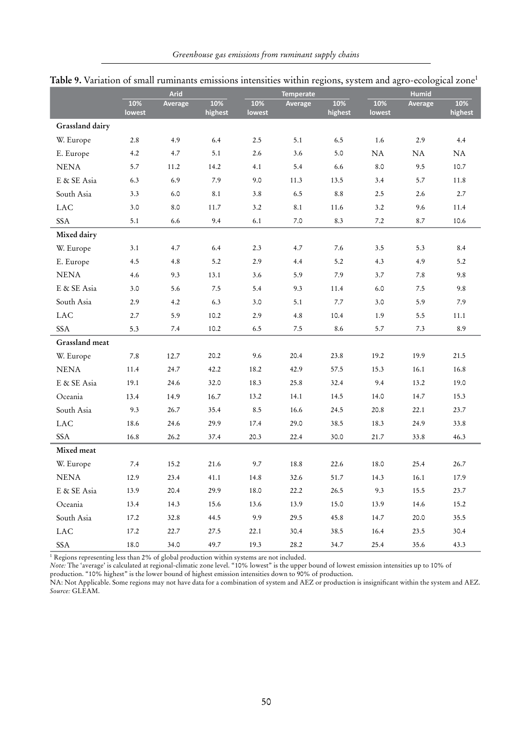**Table 9.** Variation of small ruminants emissions intensities within regions, system and agro-ecological zone[1]

| | Arid | | | Temperate | | | Humid | | |
|---|---|---|---|---|---|---|---|---|---|
| | 10% lowest | Average | 10% highest | 10% lowest | Average | 10% highest | 10% lowest | Average | 10% highest |
| **Grassland dairy** | | | | | | | | | |
| W. Europe | 2.8 | 4.9 | 6.4 | 2.5 | 5.1 | 6.5 | 1.6 | 2.9 | 4.4 |
| E. Europe | 4.2 | 4.7 | 5.1 | 2.6 | 3.6 | 5.0 | NA | NA | NA |
| NENA | 5.7 | 11.2 | 14.2 | 4.1 | 5.4 | 6.6 | 8.0 | 9.5 | 10.7 |
| E & SE Asia | 6.3 | 6.9 | 7.9 | 9.0 | 11.3 | 13.5 | 3.4 | 5.7 | 11.8 |
| South Asia | 3.3 | 6.0 | 8.1 | 3.8 | 6.5 | 8.8 | 2.5 | 2.6 | 2.7 |
| LAC | 3.0 | 8.0 | 11.7 | 3.2 | 8.1 | 11.6 | 3.2 | 9.6 | 11.4 |
| SSA | 5.1 | 6.6 | 9.4 | 6.1 | 7.0 | 8.3 | 7.2 | 8.7 | 10.6 |
| **Mixed dairy** | | | | | | | | | |
| W. Europe | 3.1 | 4.7 | 6.4 | 2.3 | 4.7 | 7.6 | 3.5 | 5.3 | 8.4 |
| E. Europe | 4.5 | 4.8 | 5.2 | 2.9 | 4.4 | 5.2 | 4.3 | 4.9 | 5.2 |
| NENA | 4.6 | 9.3 | 13.1 | 3.6 | 5.9 | 7.9 | 3.7 | 7.8 | 9.8 |
| E & SE Asia | 3.0 | 5.6 | 7.5 | 5.4 | 9.3 | 11.4 | 6.0 | 7.5 | 9.8 |
| South Asia | 2.9 | 4.2 | 6.3 | 3.0 | 5.1 | 7.7 | 3.0 | 5.9 | 7.9 |
| LAC | 2.7 | 5.9 | 10.2 | 2.9 | 4.8 | 10.4 | 1.9 | 5.5 | 11.1 |
| SSA | 5.3 | 7.4 | 10.2 | 6.5 | 7.5 | 8.6 | 5.7 | 7.3 | 8.9 |
| **Grassland meat** | | | | | | | | | |
| W. Europe | 7.8 | 12.7 | 20.2 | 9.6 | 20.4 | 23.8 | 19.2 | 19.9 | 21.5 |
| NENA | 11.4 | 24.7 | 42.2 | 18.2 | 42.9 | 57.5 | 15.3 | 16.1 | 16.8 |
| E & SE Asia | 19.1 | 24.6 | 32.0 | 18.3 | 25.8 | 32.4 | 9.4 | 13.2 | 19.0 |
| Oceania | 13.4 | 14.9 | 16.7 | 13.2 | 14.1 | 14.5 | 14.0 | 14.7 | 15.3 |
| South Asia | 9.3 | 26.7 | 35.4 | 8.5 | 16.6 | 24.5 | 20.8 | 22.1 | 23.7 |
| LAC | 18.6 | 24.6 | 29.9 | 17.4 | 29.0 | 38.5 | 18.3 | 24.9 | 33.8 |
| SSA | 16.8 | 26.2 | 37.4 | 20.3 | 22.4 | 30.0 | 21.7 | 33.8 | 46.3 |
| **Mixed meat** | | | | | | | | | |
| W. Europe | 7.4 | 15.2 | 21.6 | 9.7 | 18.8 | 22.6 | 18.0 | 25.4 | 26.7 |
| NENA | 12.9 | 23.4 | 41.1 | 14.8 | 32.6 | 51.7 | 14.3 | 16.1 | 17.9 |
| E & SE Asia | 13.9 | 20.4 | 29.9 | 18.0 | 22.2 | 26.5 | 9.3 | 15.5 | 23.7 |
| Oceania | 13.4 | 14.3 | 15.6 | 13.6 | 13.9 | 15.0 | 13.9 | 14.6 | 15.2 |
| South Asia | 17.2 | 32.8 | 44.5 | 9.9 | 29.5 | 45.8 | 14.7 | 20.0 | 35.5 |
| LAC | 17.2 | 22.7 | 27.5 | 22.1 | 30.4 | 38.5 | 16.4 | 23.5 | 30.4 |
| SSA | 18.0 | 34.0 | 49.7 | 19.3 | 28.2 | 34.7 | 25.4 | 35.6 | 43.3 |

[1] Regions representing less than 2% of global production within systems are not included.

*Note:* The 'average' is calculated at regional-climatic zone level. "10% lowest" is the upper bound of lowest emission intensities up to 10% of production. "10% highest" is the lower bound of highest emission intensities down to 90% of production.

NA: Not Applicable. Some regions may not have data for a combination of system and AEZ or production is insignificant within the system and AEZ.

*Source:* GLEAM.